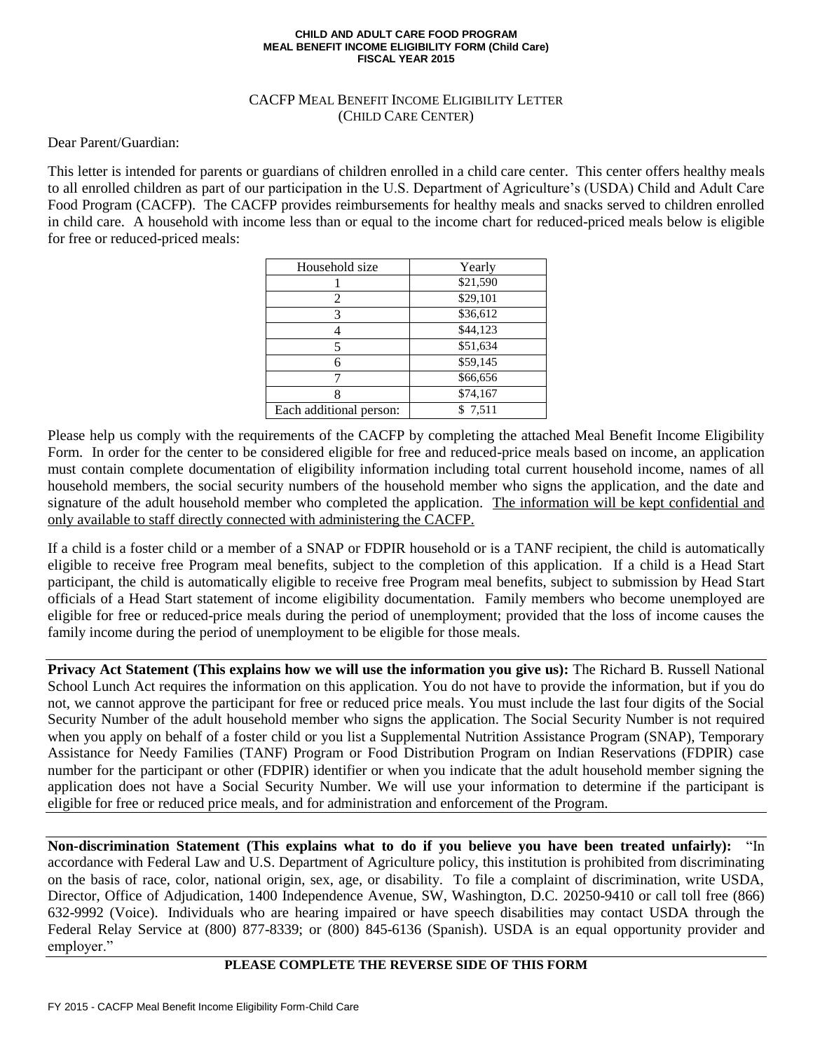**CHILD AND ADULT CARE FOOD PROGRAM**
**MEAL BENEFIT INCOME ELIGIBILITY FORM (Child Care)**
**FISCAL YEAR 2015**

# CACFP MEAL BENEFIT INCOME ELIGIBILITY LETTER (CHILD CARE CENTER)

Dear Parent/Guardian:

This letter is intended for parents or guardians of children enrolled in a child care center. This center offers healthy meals to all enrolled children as part of our participation in the U.S. Department of Agriculture's (USDA) Child and Adult Care Food Program (CACFP). The CACFP provides reimbursements for healthy meals and snacks served to children enrolled in child care. A household with income less than or equal to the income chart for reduced-priced meals below is eligible for free or reduced-priced meals:

| Household size | Yearly |
|---|---|
| 1 | $21,590 |
| 2 | $29,101 |
| 3 | $36,612 |
| 4 | $44,123 |
| 5 | $51,634 |
| 6 | $59,145 |
| 7 | $66,656 |
| 8 | $74,167 |
| Each additional person: | $ 7,511 |

Please help us comply with the requirements of the CACFP by completing the attached Meal Benefit Income Eligibility Form. In order for the center to be considered eligible for free and reduced-price meals based on income, an application must contain complete documentation of eligibility information including total current household income, names of all household members, the social security numbers of the household member who signs the application, and the date and signature of the adult household member who completed the application. <u>The information will be kept confidential and only available to staff directly connected with administering the CACFP.</u>

If a child is a foster child or a member of a SNAP or FDPIR household or is a TANF recipient, the child is automatically eligible to receive free Program meal benefits, subject to the completion of this application. If a child is a Head Start participant, the child is automatically eligible to receive free Program meal benefits, subject to submission by Head Start officials of a Head Start statement of income eligibility documentation. Family members who become unemployed are eligible for free or reduced-price meals during the period of unemployment; provided that the loss of income causes the family income during the period of unemployment to be eligible for those meals.

**Privacy Act Statement (This explains how we will use the information you give us):** The Richard B. Russell National School Lunch Act requires the information on this application. You do not have to provide the information, but if you do not, we cannot approve the participant for free or reduced price meals. You must include the last four digits of the Social Security Number of the adult household member who signs the application. The Social Security Number is not required when you apply on behalf of a foster child or you list a Supplemental Nutrition Assistance Program (SNAP), Temporary Assistance for Needy Families (TANF) Program or Food Distribution Program on Indian Reservations (FDPIR) case number for the participant or other (FDPIR) identifier or when you indicate that the adult household member signing the application does not have a Social Security Number. We will use your information to determine if the participant is eligible for free or reduced price meals, and for administration and enforcement of the Program.

**Non-discrimination Statement (This explains what to do if you believe you have been treated unfairly):** "In accordance with Federal Law and U.S. Department of Agriculture policy, this institution is prohibited from discriminating on the basis of race, color, national origin, sex, age, or disability. To file a complaint of discrimination, write USDA, Director, Office of Adjudication, 1400 Independence Avenue, SW, Washington, D.C. 20250-9410 or call toll free (866) 632-9992 (Voice). Individuals who are hearing impaired or have speech disabilities may contact USDA through the Federal Relay Service at (800) 877-8339; or (800) 845-6136 (Spanish). USDA is an equal opportunity provider and employer."

**PLEASE COMPLETE THE REVERSE SIDE OF THIS FORM**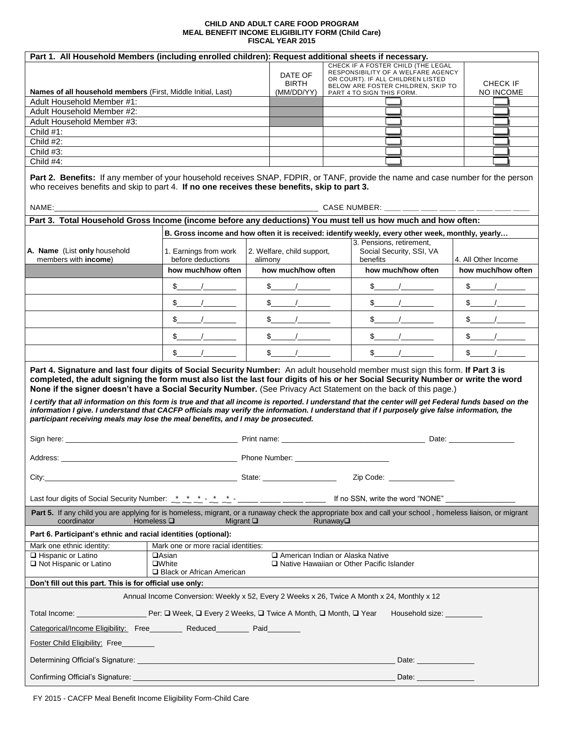**CHILD AND ADULT CARE FOOD PROGRAM**
**MEAL BENEFIT INCOME ELIGIBILITY FORM (Child Care)**
**FISCAL YEAR 2015**

**Part 1. All Household Members (including enrolled children): Request additional sheets if necessary.**

| **Names of all household members** (First, Middle Initial, Last) | DATE OF BIRTH (MM/DD/YY) | CHECK IF A FOSTER CHILD (THE LEGAL RESPONSIBILITY OF A WELFARE AGENCY OR COURT). IF ALL CHILDREN LISTED BELOW ARE FOSTER CHILDREN, SKIP TO PART 4 TO SIGN THIS FORM. | CHECK IF NO INCOME |
|---|---|---|---|
| Adult Household Member #1: | | ☐ | ☐ |
| Adult Household Member #2: | | ☐ | ☐ |
| Adult Household Member #3: | | ☐ | ☐ |
| Child #1: | | ☐ | ☐ |
| Child #2: | | ☐ | ☐ |
| Child #3: | | ☐ | ☐ |
| Child #4: | | ☐ | ☐ |

**Part 2. Benefits:** If any member of your household receives SNAP, FDPIR, or TANF, provide the name and case number for the person who receives benefits and skip to part 4. **If no one receives these benefits, skip to part 3.**

NAME:_______________________________________________ CASE NUMBER: ____ ____ ____ ____ ____ ____ ____ ____

**Part 3. Total Household Gross Income (income before any deductions) You must tell us how much and how often:**

| **A. Name** (List **only** household members with **income**) | **B. Gross income and how often it is received: identify weekly, every other week, monthly, yearly…** | | | |
|---|---|---|---|---|
| | 1. Earnings from work before deductions | 2. Welfare, child support, alimony | 3. Pensions, retirement, Social Security, SSI, VA benefits | 4. All Other Income |
| | **how much/how often** | **how much/how often** | **how much/how often** | **how much/how often** |
| | $_____/_______ | $_____/_______ | $_____/_______ | $_____/_______ |
| | $_____/_______ | $_____/_______ | $_____/_______ | $_____/_______ |
| | $_____/_______ | $_____/_______ | $_____/_______ | $_____/_______ |
| | $_____/_______ | $_____/_______ | $_____/_______ | $_____/_______ |
| | $_____/_______ | $_____/_______ | $_____/_______ | $_____/_______ |

**Part 4. Signature and last four digits of Social Security Number:** An adult household member must sign this form. **If Part 3 is completed, the adult signing the form must also list the last four digits of his or her Social Security Number or write the word None if the signer doesn't have a Social Security Number.** (See Privacy Act Statement on the back of this page.)

***I certify that all information on this form is true and that all income is reported. I understand that the center will get Federal funds based on the information I give. I understand that CACFP officials may verify the information. I understand that if I purposely give false information, the participant receiving meals may lose the meal benefits, and I may be prosecuted.***

Sign here: _______________________ Print name: _______________________ Date: ______________

Address: _______________________ Phone Number: _______________________

City: _______________________ State: _______________ Zip Code: _______________

Last four digits of Social Security Number: _*_ _*_ _*_ - _*_ _*_ - _____ _____ _____ _____ If no SSN, write the word "NONE" ________________

**Part 5.** If any child you are applying for is homeless, migrant, or a runaway check the appropriate box and call your school , homeless liaison, or migrant coordinator Homeless ☐ Migrant ☐ Runaway☐

**Part 6. Participant's ethnic and racial identities (optional):**

| Mark one ethnic identity: | Mark one or more racial identities: | |
|---|---|---|
| ☐ Hispanic or Latino<br>☐ Not Hispanic or Latino | ☐Asian<br>☐White<br>☐ Black or African American | ☐ American Indian or Alaska Native<br>☐ Native Hawaiian or Other Pacific Islander |

**Don't fill out this part. This is for official use only:**

Annual Income Conversion: Weekly x 52, Every 2 Weeks x 26, Twice A Month x 24, Monthly x 12

Total Income: ________________ Per: ☐ Week, ☐ Every 2 Weeks, ☐ Twice A Month, ☐ Month, ☐ Year Household size: ________

Categorical/Income Eligibility: Free________ Reduced________ Paid________

Foster Child Eligibility: Free________

Determining Official's Signature: _______________________________________ Date: ______________

Confirming Official's Signature: _______________________________________ Date: ______________

FY 2015 - CACFP Meal Benefit Income Eligibility Form-Child Care